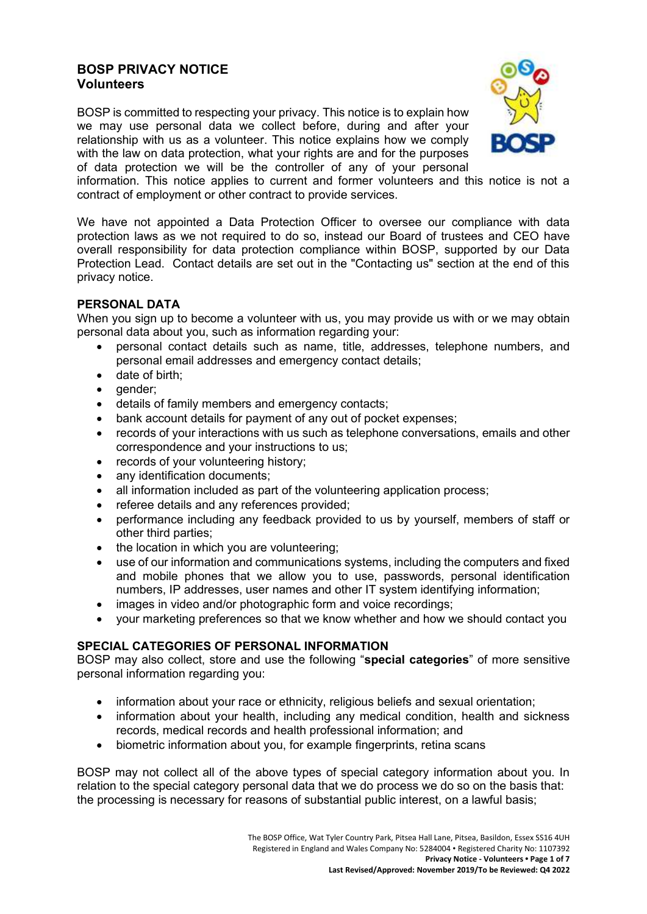## BOSP PRIVACY NOTICE
### Volunteers

BOSP is committed to respecting your privacy. This notice is to explain how we may use personal data we collect before, during and after your relationship with us as a volunteer. This notice explains how we comply with the law on data protection, what your rights are and for the purposes of data protection we will be the controller of any of your personal information. This notice applies to current and former volunteers and this notice is not a contract of employment or other contract to provide services.

We have not appointed a Data Protection Officer to oversee our compliance with data protection laws as we not required to do so, instead our Board of trustees and CEO have overall responsibility for data protection compliance within BOSP, supported by our Data Protection Lead. Contact details are set out in the "Contacting us" section at the end of this privacy notice.

### PERSONAL DATA

When you sign up to become a volunteer with us, you may provide us with or we may obtain personal data about you, such as information regarding your:

- personal contact details such as name, title, addresses, telephone numbers, and personal email addresses and emergency contact details;
- date of birth;
- gender;
- details of family members and emergency contacts;
- bank account details for payment of any out of pocket expenses;
- records of your interactions with us such as telephone conversations, emails and other correspondence and your instructions to us;
- records of your volunteering history;
- any identification documents;
- all information included as part of the volunteering application process;
- referee details and any references provided;
- performance including any feedback provided to us by yourself, members of staff or other third parties;
- the location in which you are volunteering;
- use of our information and communications systems, including the computers and fixed and mobile phones that we allow you to use, passwords, personal identification numbers, IP addresses, user names and other IT system identifying information;
- images in video and/or photographic form and voice recordings;
- your marketing preferences so that we know whether and how we should contact you

### SPECIAL CATEGORIES OF PERSONAL INFORMATION

BOSP may also collect, store and use the following "**special categories**" of more sensitive personal information regarding you:

- information about your race or ethnicity, religious beliefs and sexual orientation;
- information about your health, including any medical condition, health and sickness records, medical records and health professional information; and
- biometric information about you, for example fingerprints, retina scans

BOSP may not collect all of the above types of special category information about you. In relation to the special category personal data that we do process we do so on the basis that: the processing is necessary for reasons of substantial public interest, on a lawful basis;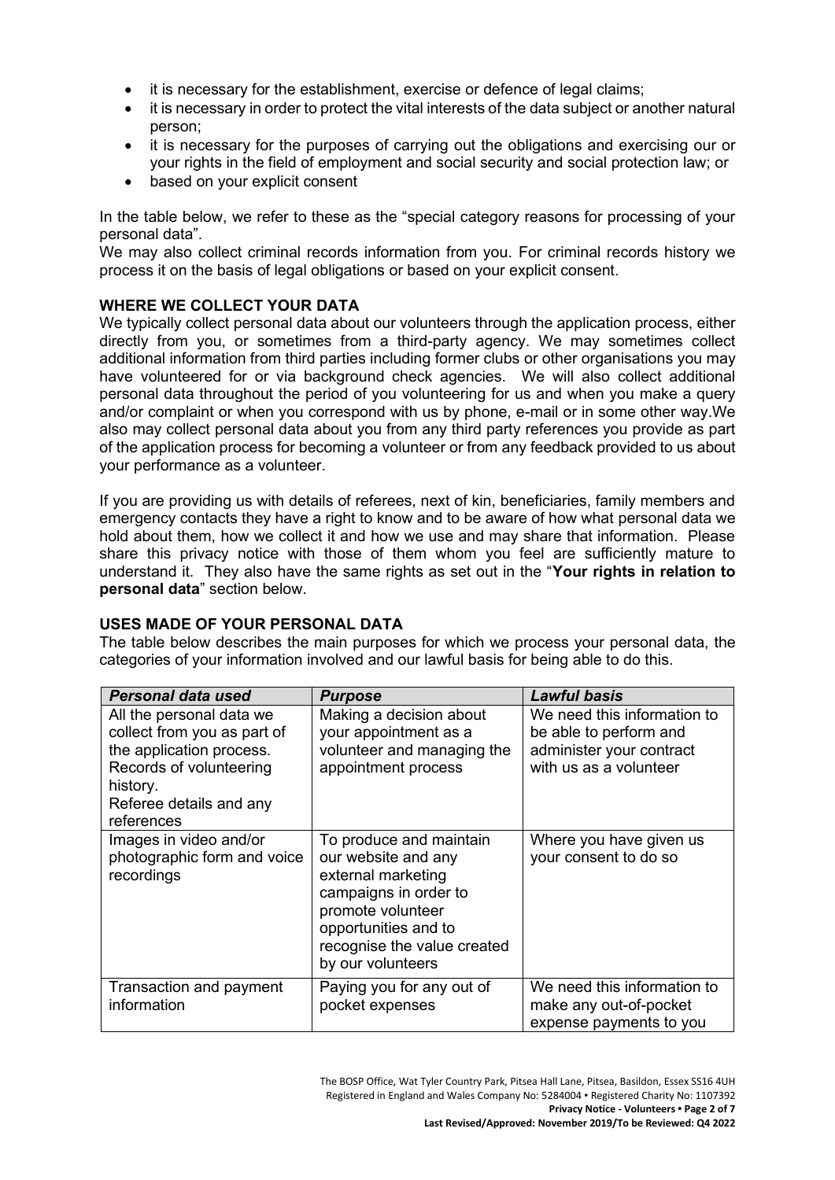- it is necessary for the establishment, exercise or defence of legal claims;
- it is necessary in order to protect the vital interests of the data subject or another natural person;
- it is necessary for the purposes of carrying out the obligations and exercising our or your rights in the field of employment and social security and social protection law; or
- based on your explicit consent

In the table below, we refer to these as the "special category reasons for processing of your personal data".
We may also collect criminal records information from you. For criminal records history we process it on the basis of legal obligations or based on your explicit consent.

## WHERE WE COLLECT YOUR DATA

We typically collect personal data about our volunteers through the application process, either directly from you, or sometimes from a third-party agency. We may sometimes collect additional information from third parties including former clubs or other organisations you may have volunteered for or via background check agencies. We will also collect additional personal data throughout the period of you volunteering for us and when you make a query and/or complaint or when you correspond with us by phone, e-mail or in some other way.We also may collect personal data about you from any third party references you provide as part of the application process for becoming a volunteer or from any feedback provided to us about your performance as a volunteer.

If you are providing us with details of referees, next of kin, beneficiaries, family members and emergency contacts they have a right to know and to be aware of how what personal data we hold about them, how we collect it and how we use and may share that information. Please share this privacy notice with those of them whom you feel are sufficiently mature to understand it. They also have the same rights as set out in the "**Your rights in relation to personal data**" section below.

## USES MADE OF YOUR PERSONAL DATA

The table below describes the main purposes for which we process your personal data, the categories of your information involved and our lawful basis for being able to do this.

| ***Personal data used*** | ***Purpose*** | ***Lawful basis*** |
|---|---|---|
| All the personal data we collect from you as part of the application process. Records of volunteering history. Referee details and any references | Making a decision about your appointment as a volunteer and managing the appointment process | We need this information to be able to perform and administer your contract with us as a volunteer |
| Images in video and/or photographic form and voice recordings | To produce and maintain our website and any external marketing campaigns in order to promote volunteer opportunities and to recognise the value created by our volunteers | Where you have given us your consent to do so |
| Transaction and payment information | Paying you for any out of pocket expenses | We need this information to make any out-of-pocket expense payments to you |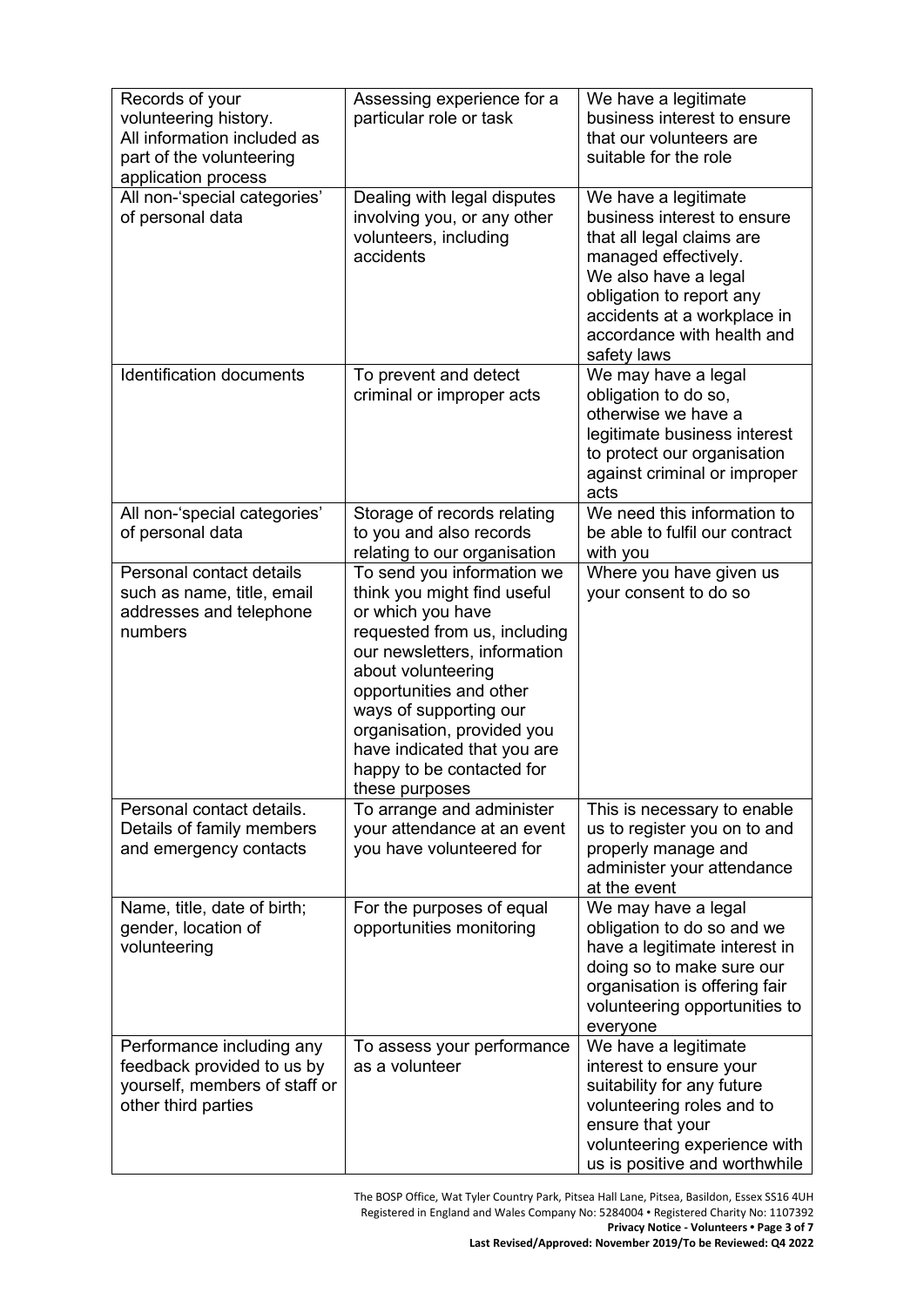| Records of your volunteering history. All information included as part of the volunteering application process | Assessing experience for a particular role or task | We have a legitimate business interest to ensure that our volunteers are suitable for the role |
|---|---|---|
| All non-'special categories' of personal data | Dealing with legal disputes involving you, or any other volunteers, including accidents | We have a legitimate business interest to ensure that all legal claims are managed effectively. We also have a legal obligation to report any accidents at a workplace in accordance with health and safety laws |
| Identification documents | To prevent and detect criminal or improper acts | We may have a legal obligation to do so, otherwise we have a legitimate business interest to protect our organisation against criminal or improper acts |
| All non-'special categories' of personal data | Storage of records relating to you and also records relating to our organisation | We need this information to be able to fulfil our contract with you |
| Personal contact details such as name, title, email addresses and telephone numbers | To send you information we think you might find useful or which you have requested from us, including our newsletters, information about volunteering opportunities and other ways of supporting our organisation, provided you have indicated that you are happy to be contacted for these purposes | Where you have given us your consent to do so |
| Personal contact details. Details of family members and emergency contacts | To arrange and administer your attendance at an event you have volunteered for | This is necessary to enable us to register you on to and properly manage and administer your attendance at the event |
| Name, title, date of birth; gender, location of volunteering | For the purposes of equal opportunities monitoring | We may have a legal obligation to do so and we have a legitimate interest in doing so to make sure our organisation is offering fair volunteering opportunities to everyone |
| Performance including any feedback provided to us by yourself, members of staff or other third parties | To assess your performance as a volunteer | We have a legitimate interest to ensure your suitability for any future volunteering roles and to ensure that your volunteering experience with us is positive and worthwhile |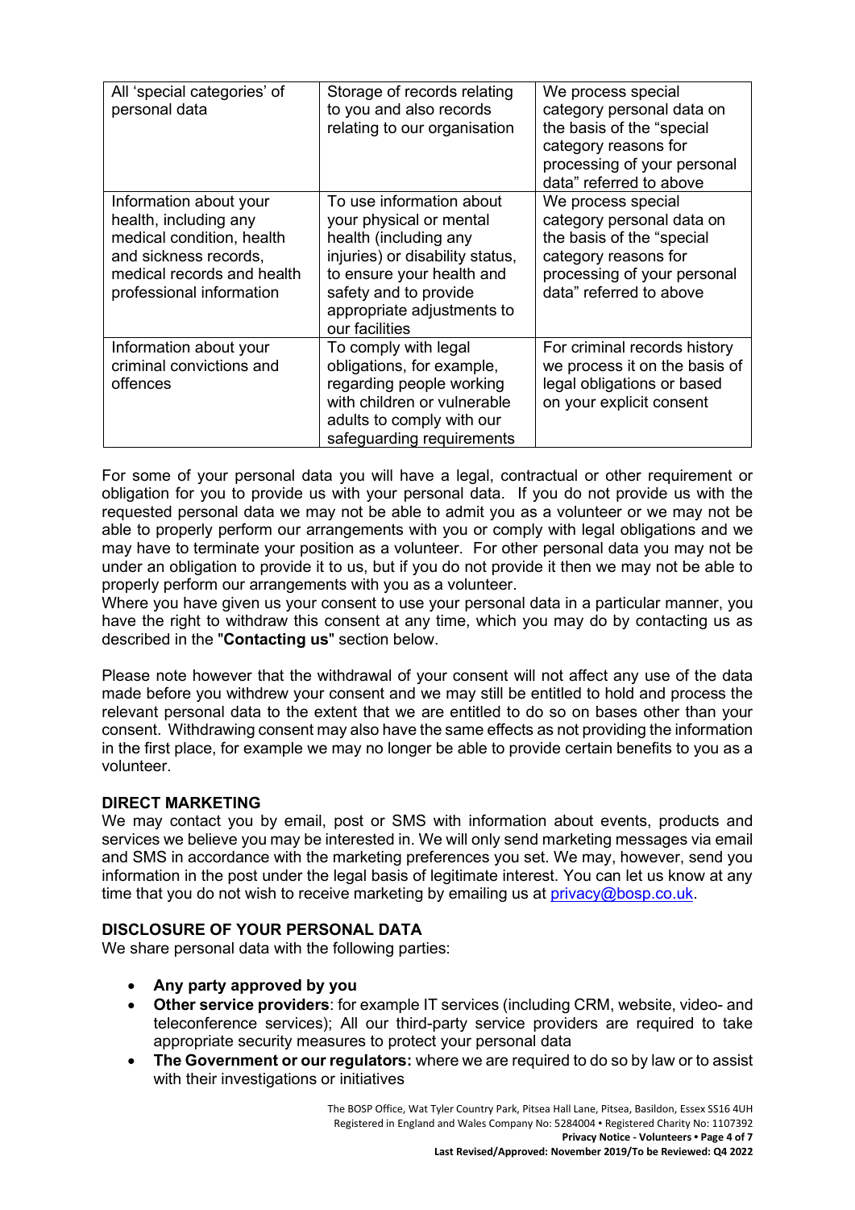| All 'special categories' of personal data | Storage of records relating to you and also records relating to our organisation | We process special category personal data on the basis of the "special category reasons for processing of your personal data" referred to above |
|---|---|---|
| Information about your health, including any medical condition, health and sickness records, medical records and health professional information | To use information about your physical or mental health (including any injuries) or disability status, to ensure your health and safety and to provide appropriate adjustments to our facilities | We process special category personal data on the basis of the "special category reasons for processing of your personal data" referred to above |
| Information about your criminal convictions and offences | To comply with legal obligations, for example, regarding people working with children or vulnerable adults to comply with our safeguarding requirements | For criminal records history we process it on the basis of legal obligations or based on your explicit consent |

For some of your personal data you will have a legal, contractual or other requirement or obligation for you to provide us with your personal data. If you do not provide us with the requested personal data we may not be able to admit you as a volunteer or we may not be able to properly perform our arrangements with you or comply with legal obligations and we may have to terminate your position as a volunteer. For other personal data you may not be under an obligation to provide it to us, but if you do not provide it then we may not be able to properly perform our arrangements with you as a volunteer.

Where you have given us your consent to use your personal data in a particular manner, you have the right to withdraw this consent at any time, which you may do by contacting us as described in the "**Contacting us**" section below.

Please note however that the withdrawal of your consent will not affect any use of the data made before you withdrew your consent and we may still be entitled to hold and process the relevant personal data to the extent that we are entitled to do so on bases other than your consent. Withdrawing consent may also have the same effects as not providing the information in the first place, for example we may no longer be able to provide certain benefits to you as a volunteer.

## DIRECT MARKETING

We may contact you by email, post or SMS with information about events, products and services we believe you may be interested in. We will only send marketing messages via email and SMS in accordance with the marketing preferences you set. We may, however, send you information in the post under the legal basis of legitimate interest. You can let us know at any time that you do not wish to receive marketing by emailing us at privacy@bosp.co.uk.

## DISCLOSURE OF YOUR PERSONAL DATA

We share personal data with the following parties:

- **Any party approved by you**
- **Other service providers**: for example IT services (including CRM, website, video- and teleconference services); All our third-party service providers are required to take appropriate security measures to protect your personal data
- **The Government or our regulators:** where we are required to do so by law or to assist with their investigations or initiatives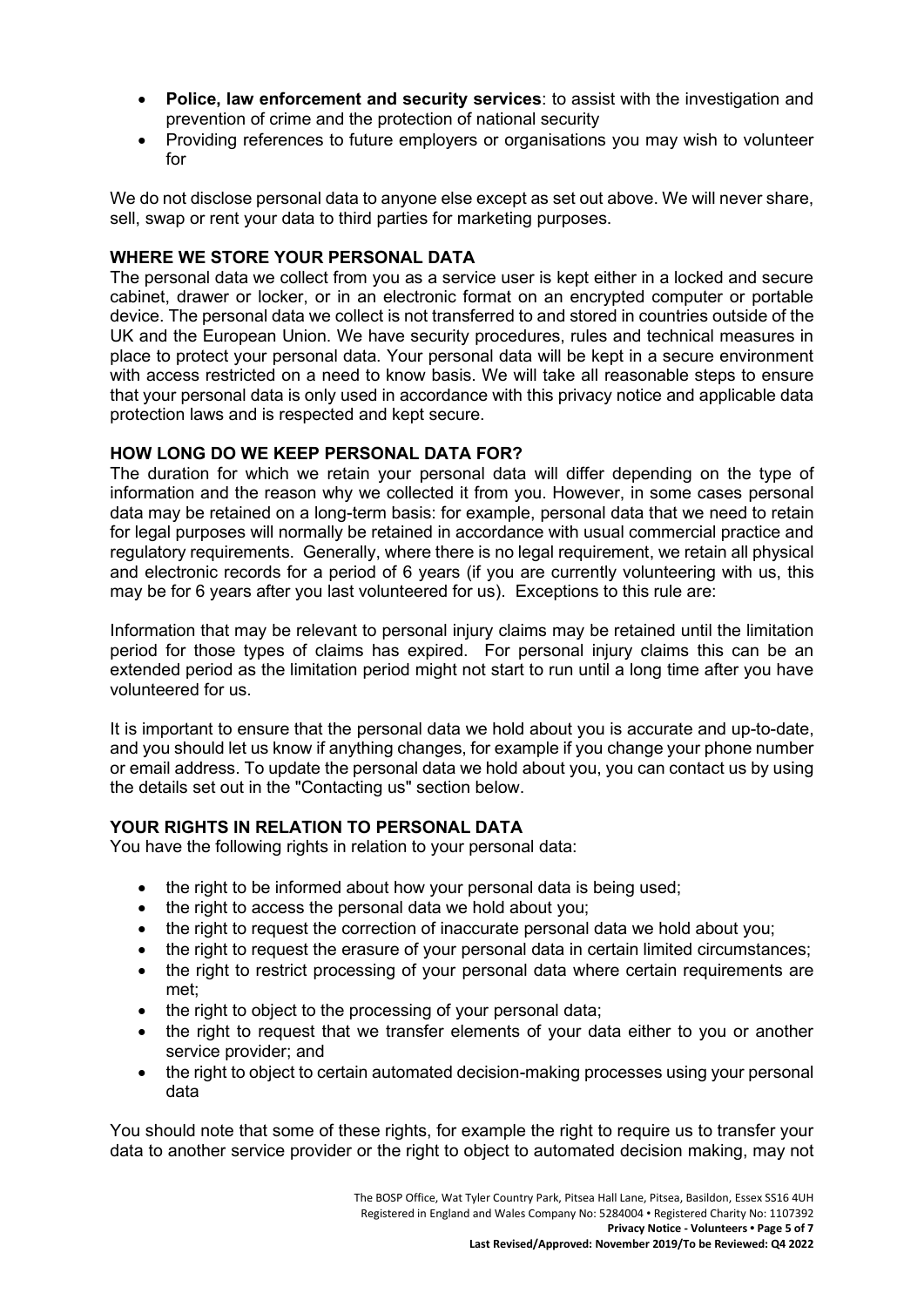- **Police, law enforcement and security services**: to assist with the investigation and prevention of crime and the protection of national security
- Providing references to future employers or organisations you may wish to volunteer for

We do not disclose personal data to anyone else except as set out above. We will never share, sell, swap or rent your data to third parties for marketing purposes.

## WHERE WE STORE YOUR PERSONAL DATA

The personal data we collect from you as a service user is kept either in a locked and secure cabinet, drawer or locker, or in an electronic format on an encrypted computer or portable device. The personal data we collect is not transferred to and stored in countries outside of the UK and the European Union. We have security procedures, rules and technical measures in place to protect your personal data. Your personal data will be kept in a secure environment with access restricted on a need to know basis. We will take all reasonable steps to ensure that your personal data is only used in accordance with this privacy notice and applicable data protection laws and is respected and kept secure.

## HOW LONG DO WE KEEP PERSONAL DATA FOR?

The duration for which we retain your personal data will differ depending on the type of information and the reason why we collected it from you. However, in some cases personal data may be retained on a long-term basis: for example, personal data that we need to retain for legal purposes will normally be retained in accordance with usual commercial practice and regulatory requirements. Generally, where there is no legal requirement, we retain all physical and electronic records for a period of 6 years (if you are currently volunteering with us, this may be for 6 years after you last volunteered for us). Exceptions to this rule are:

Information that may be relevant to personal injury claims may be retained until the limitation period for those types of claims has expired. For personal injury claims this can be an extended period as the limitation period might not start to run until a long time after you have volunteered for us.

It is important to ensure that the personal data we hold about you is accurate and up-to-date, and you should let us know if anything changes, for example if you change your phone number or email address. To update the personal data we hold about you, you can contact us by using the details set out in the "Contacting us" section below.

## YOUR RIGHTS IN RELATION TO PERSONAL DATA

You have the following rights in relation to your personal data:

- the right to be informed about how your personal data is being used;
- the right to access the personal data we hold about you;
- the right to request the correction of inaccurate personal data we hold about you;
- the right to request the erasure of your personal data in certain limited circumstances;
- the right to restrict processing of your personal data where certain requirements are met;
- the right to object to the processing of your personal data;
- the right to request that we transfer elements of your data either to you or another service provider; and
- the right to object to certain automated decision-making processes using your personal data

You should note that some of these rights, for example the right to require us to transfer your data to another service provider or the right to object to automated decision making, may not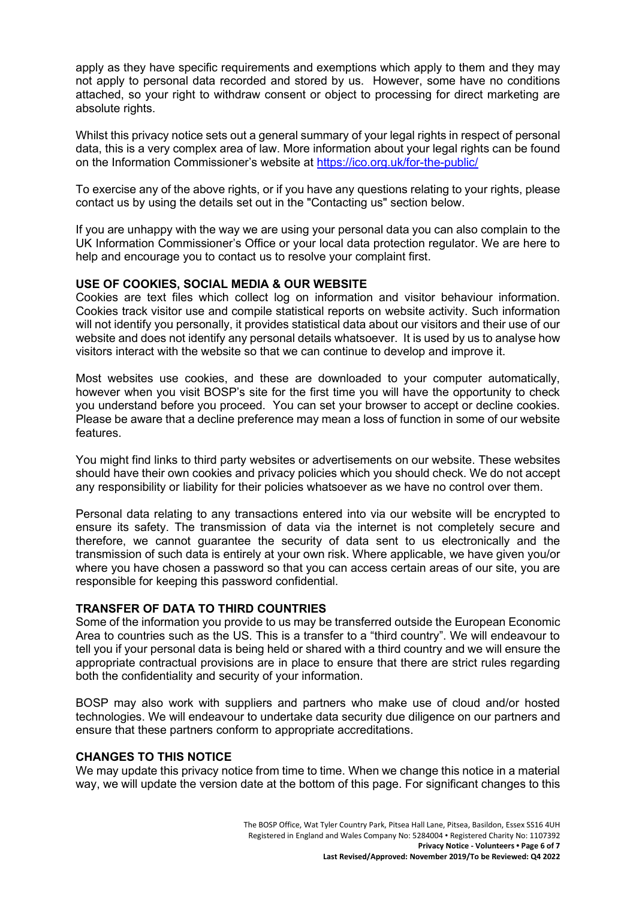apply as they have specific requirements and exemptions which apply to them and they may not apply to personal data recorded and stored by us. However, some have no conditions attached, so your right to withdraw consent or object to processing for direct marketing are absolute rights.

Whilst this privacy notice sets out a general summary of your legal rights in respect of personal data, this is a very complex area of law. More information about your legal rights can be found on the Information Commissioner's website at https://ico.org.uk/for-the-public/

To exercise any of the above rights, or if you have any questions relating to your rights, please contact us by using the details set out in the "Contacting us" section below.

If you are unhappy with the way we are using your personal data you can also complain to the UK Information Commissioner's Office or your local data protection regulator. We are here to help and encourage you to contact us to resolve your complaint first.

**USE OF COOKIES, SOCIAL MEDIA & OUR WEBSITE**

Cookies are text files which collect log on information and visitor behaviour information. Cookies track visitor use and compile statistical reports on website activity. Such information will not identify you personally, it provides statistical data about our visitors and their use of our website and does not identify any personal details whatsoever. It is used by us to analyse how visitors interact with the website so that we can continue to develop and improve it.

Most websites use cookies, and these are downloaded to your computer automatically, however when you visit BOSP's site for the first time you will have the opportunity to check you understand before you proceed. You can set your browser to accept or decline cookies. Please be aware that a decline preference may mean a loss of function in some of our website features.

You might find links to third party websites or advertisements on our website. These websites should have their own cookies and privacy policies which you should check. We do not accept any responsibility or liability for their policies whatsoever as we have no control over them.

Personal data relating to any transactions entered into via our website will be encrypted to ensure its safety. The transmission of data via the internet is not completely secure and therefore, we cannot guarantee the security of data sent to us electronically and the transmission of such data is entirely at your own risk. Where applicable, we have given you/or where you have chosen a password so that you can access certain areas of our site, you are responsible for keeping this password confidential.

**TRANSFER OF DATA TO THIRD COUNTRIES**

Some of the information you provide to us may be transferred outside the European Economic Area to countries such as the US. This is a transfer to a "third country". We will endeavour to tell you if your personal data is being held or shared with a third country and we will ensure the appropriate contractual provisions are in place to ensure that there are strict rules regarding both the confidentiality and security of your information.

BOSP may also work with suppliers and partners who make use of cloud and/or hosted technologies. We will endeavour to undertake data security due diligence on our partners and ensure that these partners conform to appropriate accreditations.

**CHANGES TO THIS NOTICE**

We may update this privacy notice from time to time. When we change this notice in a material way, we will update the version date at the bottom of this page. For significant changes to this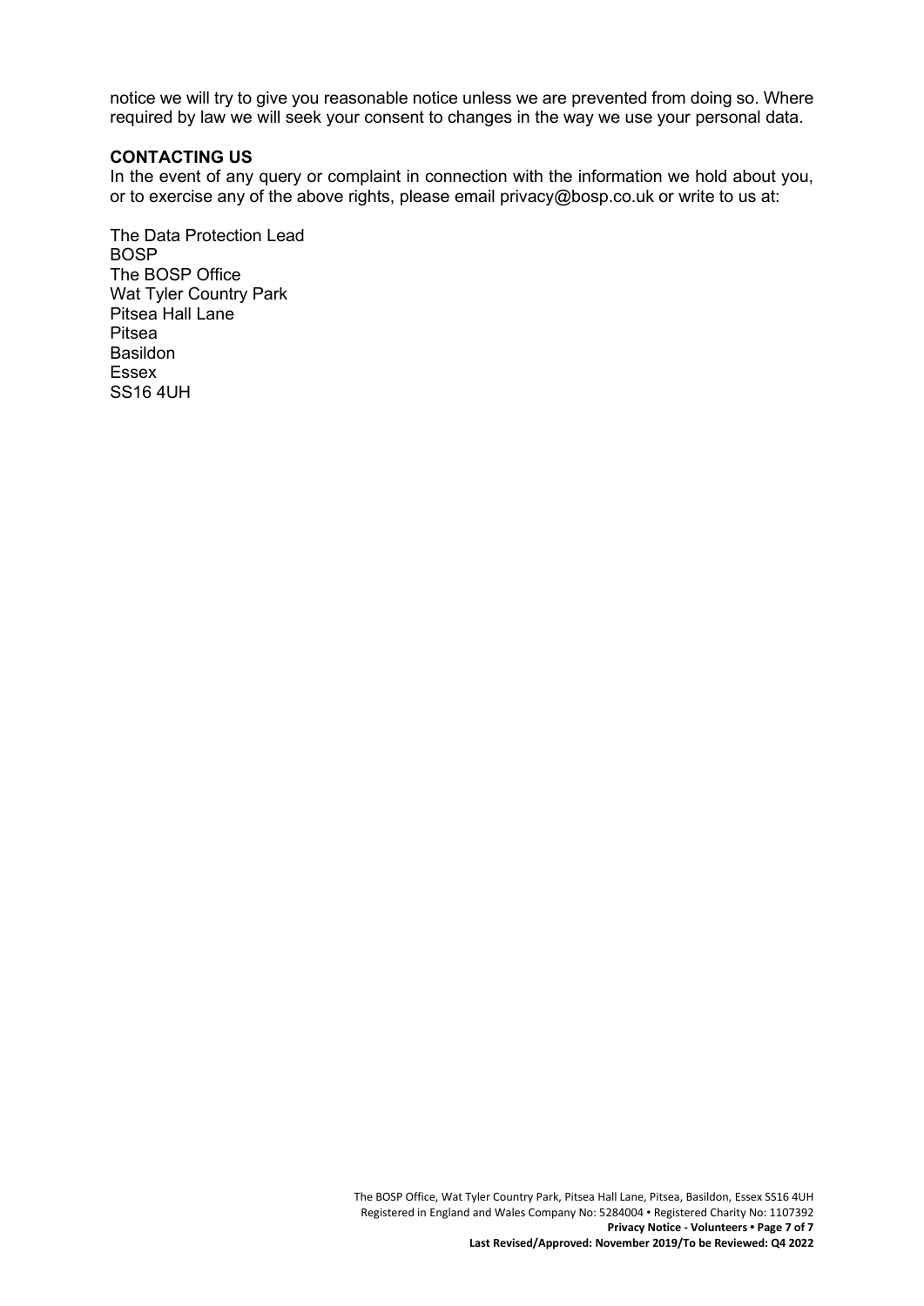notice we will try to give you reasonable notice unless we are prevented from doing so. Where required by law we will seek your consent to changes in the way we use your personal data.

**CONTACTING US**

In the event of any query or complaint in connection with the information we hold about you, or to exercise any of the above rights, please email privacy@bosp.co.uk or write to us at:

The Data Protection Lead
BOSP
The BOSP Office
Wat Tyler Country Park
Pitsea Hall Lane
Pitsea
Basildon
Essex
SS16 4UH